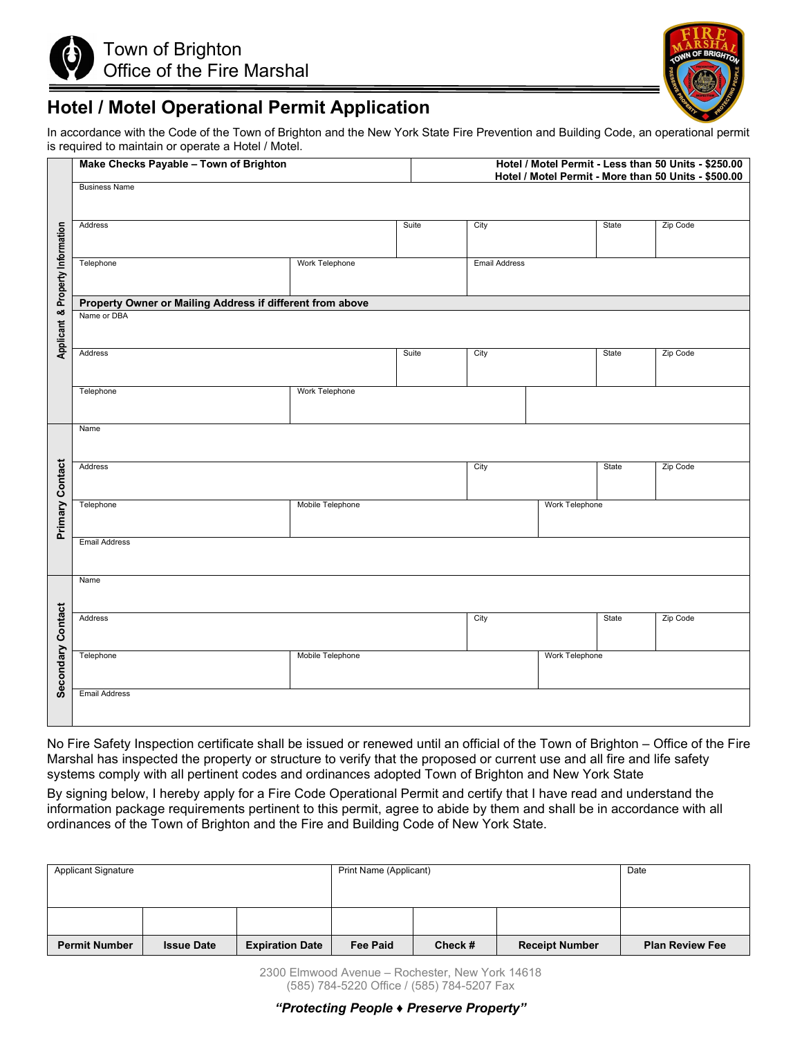Town of Brighton
Office of the Fire Marshal

# Hotel / Motel Operational Permit Application

In accordance with the Code of the Town of Brighton and the New York State Fire Prevention and Building Code, an operational permit is required to maintain or operate a Hotel / Motel.

**Make Checks Payable – Town of Brighton**

**Hotel / Motel Permit - Less than 50 Units - $250.00**
**Hotel / Motel Permit - More than 50 Units - $500.00**

## Applicant & Property Information

| Business Name | | | | |
|---|---|---|---|---|
| Address | Suite | City | State | Zip Code |
| Telephone | Work Telephone | Email Address | | |

**Property Owner or Mailing Address if different from above**

| Name or DBA | | | | |
|---|---|---|---|---|
| Address | Suite | City | State | Zip Code |
| Telephone | Work Telephone | | | |

## Primary Contact

| Name | | | | |
|---|---|---|---|---|
| Address | | City | State | Zip Code |
| Telephone | Mobile Telephone | Work Telephone | | |
| Email Address | | | | |

## Secondary Contact

| Name | | | | |
|---|---|---|---|---|
| Address | | City | State | Zip Code |
| Telephone | Mobile Telephone | Work Telephone | | |
| Email Address | | | | |

No Fire Safety Inspection certificate shall be issued or renewed until an official of the Town of Brighton – Office of the Fire Marshal has inspected the property or structure to verify that the proposed or current use and all fire and life safety systems comply with all pertinent codes and ordinances adopted Town of Brighton and New York State

By signing below, I hereby apply for a Fire Code Operational Permit and certify that I have read and understand the information package requirements pertinent to this permit, agree to abide by them and shall be in accordance with all ordinances of the Town of Brighton and the Fire and Building Code of New York State.

| Applicant Signature | | | Print Name (Applicant) | | | Date |
|---|---|---|---|---|---|---|
| | | | | | | |
| **Permit Number** | **Issue Date** | **Expiration Date** | **Fee Paid** | **Check #** | **Receipt Number** | **Plan Review Fee** |

2300 Elmwood Avenue – Rochester, New York 14618
(585) 784-5220 Office / (585) 784-5207 Fax

***"Protecting People ♦ Preserve Property"***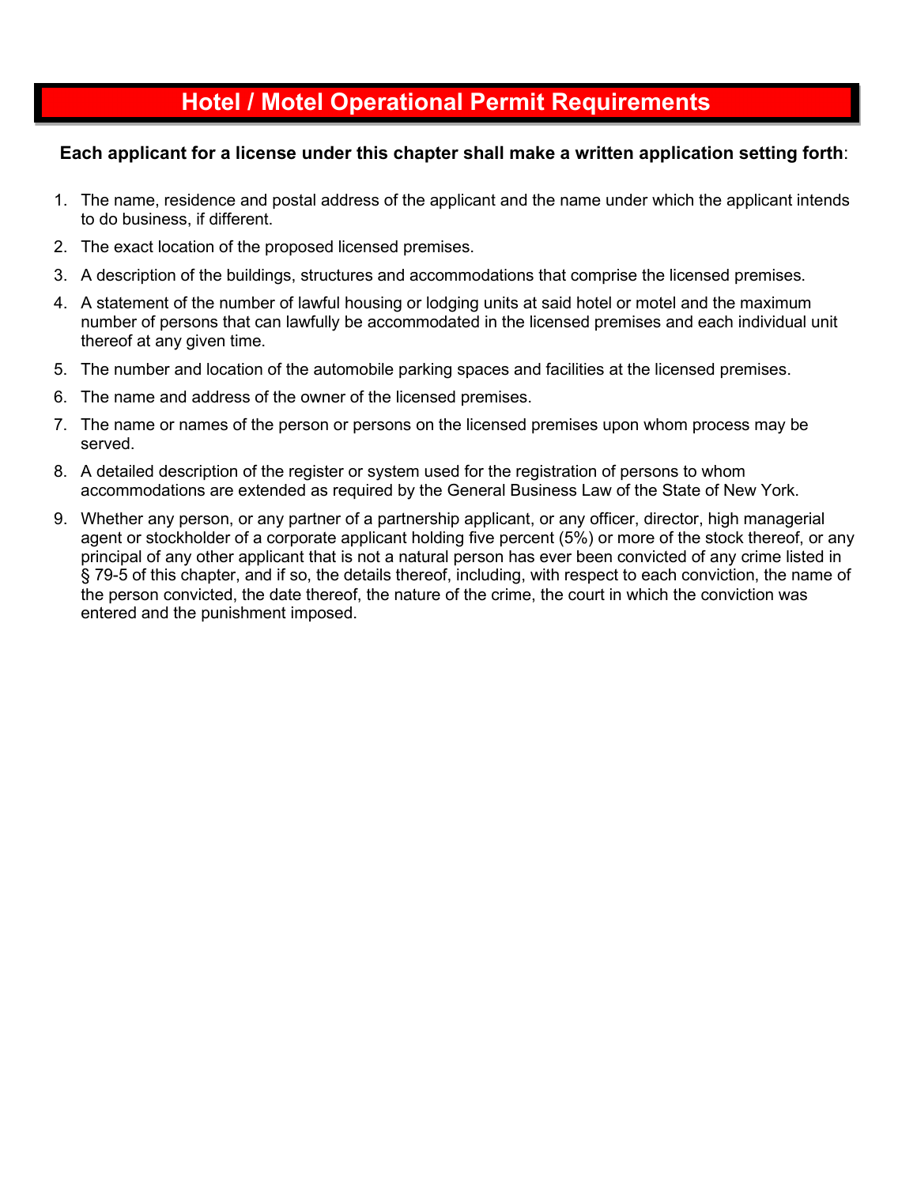# Hotel / Motel Operational Permit Requirements

**Each applicant for a license under this chapter shall make a written application setting forth**:

1. The name, residence and postal address of the applicant and the name under which the applicant intends to do business, if different.
2. The exact location of the proposed licensed premises.
3. A description of the buildings, structures and accommodations that comprise the licensed premises.
4. A statement of the number of lawful housing or lodging units at said hotel or motel and the maximum number of persons that can lawfully be accommodated in the licensed premises and each individual unit thereof at any given time.
5. The number and location of the automobile parking spaces and facilities at the licensed premises.
6. The name and address of the owner of the licensed premises.
7. The name or names of the person or persons on the licensed premises upon whom process may be served.
8. A detailed description of the register or system used for the registration of persons to whom accommodations are extended as required by the General Business Law of the State of New York.
9. Whether any person, or any partner of a partnership applicant, or any officer, director, high managerial agent or stockholder of a corporate applicant holding five percent (5%) or more of the stock thereof, or any principal of any other applicant that is not a natural person has ever been convicted of any crime listed in § 79-5 of this chapter, and if so, the details thereof, including, with respect to each conviction, the name of the person convicted, the date thereof, the nature of the crime, the court in which the conviction was entered and the punishment imposed.